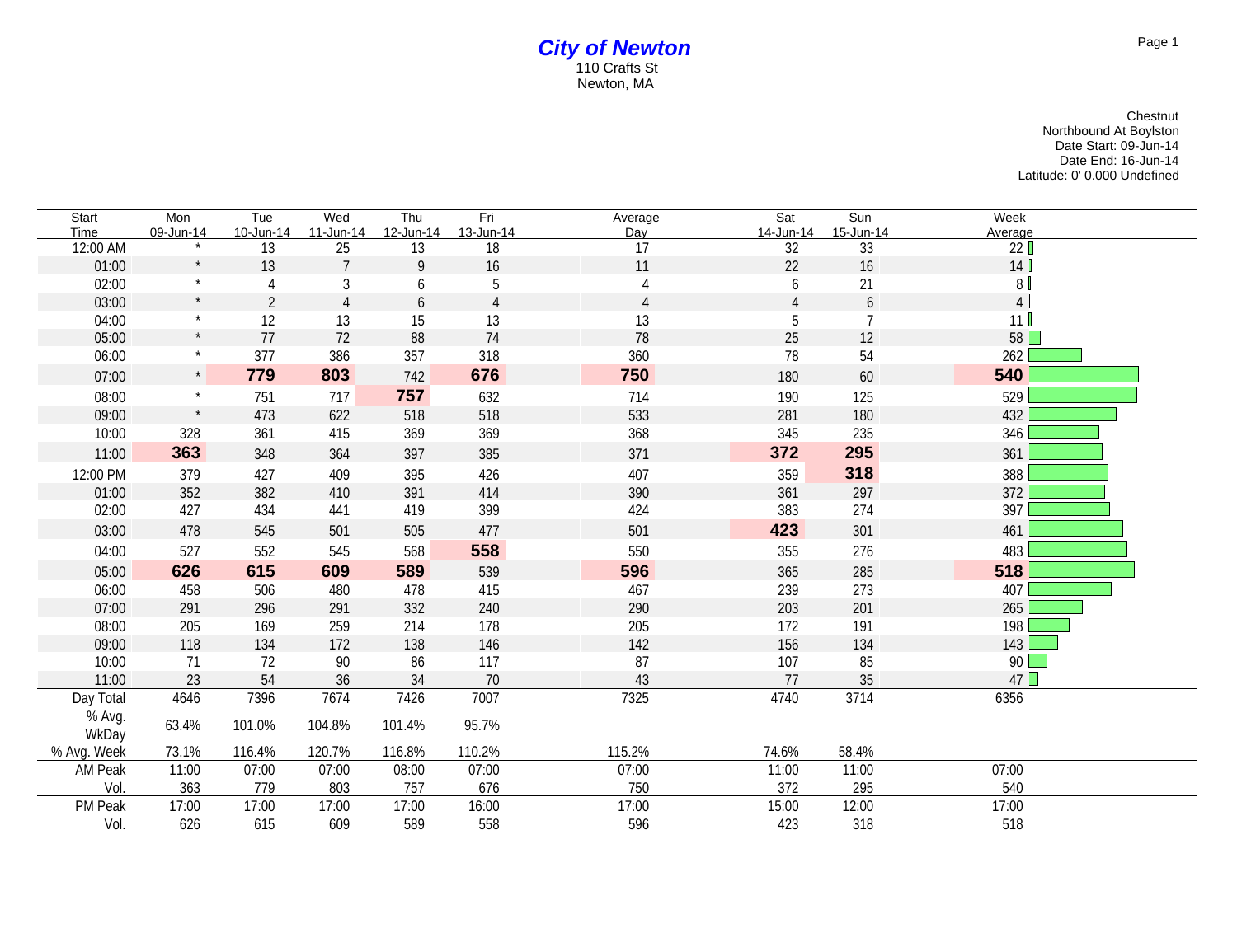# City of Newton

110 Crafts St
Newton, MA

Chestnut
Northbound At Boylston
Date Start: 09-Jun-14
Date End: 16-Jun-14
Latitude: 0' 0.000 Undefined

| Start Time | Mon 09-Jun-14 | Tue 10-Jun-14 | Wed 11-Jun-14 | Thu 12-Jun-14 | Fri 13-Jun-14 | Average Day | Sat 14-Jun-14 | Sun 15-Jun-14 | Week Average |
|---|---|---|---|---|---|---|---|---|---|
| 12:00 AM | * | 13 | 25 | 13 | 18 | 17 | 32 | 33 | 22 |
| 01:00 | * | 13 | 7 | 9 | 16 | 11 | 22 | 16 | 14 |
| 02:00 | * | 4 | 3 | 6 | 5 | 4 | 6 | 21 | 8 |
| 03:00 | * | 2 | 4 | 6 | 4 | 4 | 4 | 6 | 4 |
| 04:00 | * | 12 | 13 | 15 | 13 | 13 | 5 | 7 | 11 |
| 05:00 | * | 77 | 72 | 88 | 74 | 78 | 25 | 12 | 58 |
| 06:00 | * | 377 | 386 | 357 | 318 | 360 | 78 | 54 | 262 |
| 07:00 | * | **779** | **803** | 742 | **676** | **750** | 180 | 60 | **540** |
| 08:00 | * | 751 | 717 | **757** | 632 | 714 | 190 | 125 | 529 |
| 09:00 | * | 473 | 622 | 518 | 518 | 533 | 281 | 180 | 432 |
| 10:00 | 328 | 361 | 415 | 369 | 369 | 368 | 345 | 235 | 346 |
| 11:00 | **363** | 348 | 364 | 397 | 385 | 371 | **372** | **295** | 361 |
| 12:00 PM | 379 | 427 | 409 | 395 | 426 | 407 | 359 | **318** | 388 |
| 01:00 | 352 | 382 | 410 | 391 | 414 | 390 | 361 | 297 | 372 |
| 02:00 | 427 | 434 | 441 | 419 | 399 | 424 | 383 | 274 | 397 |
| 03:00 | 478 | 545 | 501 | 505 | 477 | 501 | **423** | 301 | 461 |
| 04:00 | 527 | 552 | 545 | 568 | **558** | 550 | 355 | 276 | 483 |
| 05:00 | **626** | **615** | **609** | **589** | 539 | **596** | 365 | 285 | **518** |
| 06:00 | 458 | 506 | 480 | 478 | 415 | 467 | 239 | 273 | 407 |
| 07:00 | 291 | 296 | 291 | 332 | 240 | 290 | 203 | 201 | 265 |
| 08:00 | 205 | 169 | 259 | 214 | 178 | 205 | 172 | 191 | 198 |
| 09:00 | 118 | 134 | 172 | 138 | 146 | 142 | 156 | 134 | 143 |
| 10:00 | 71 | 72 | 90 | 86 | 117 | 87 | 107 | 85 | 90 |
| 11:00 | 23 | 54 | 36 | 34 | 70 | 43 | 77 | 35 | 47 |
| Day Total | 4646 | 7396 | 7674 | 7426 | 7007 | 7325 | 4740 | 3714 | 6356 |
| % Avg. WkDay | 63.4% | 101.0% | 104.8% | 101.4% | 95.7% | | | | |
| % Avg. Week | 73.1% | 116.4% | 120.7% | 116.8% | 110.2% | 115.2% | 74.6% | 58.4% | |
| AM Peak | 11:00 | 07:00 | 07:00 | 08:00 | 07:00 | 07:00 | 11:00 | 11:00 | 07:00 |
| Vol. | 363 | 779 | 803 | 757 | 676 | 750 | 372 | 295 | 540 |
| PM Peak | 17:00 | 17:00 | 17:00 | 17:00 | 16:00 | 17:00 | 15:00 | 12:00 | 17:00 |
| Vol. | 626 | 615 | 609 | 589 | 558 | 596 | 423 | 318 | 518 |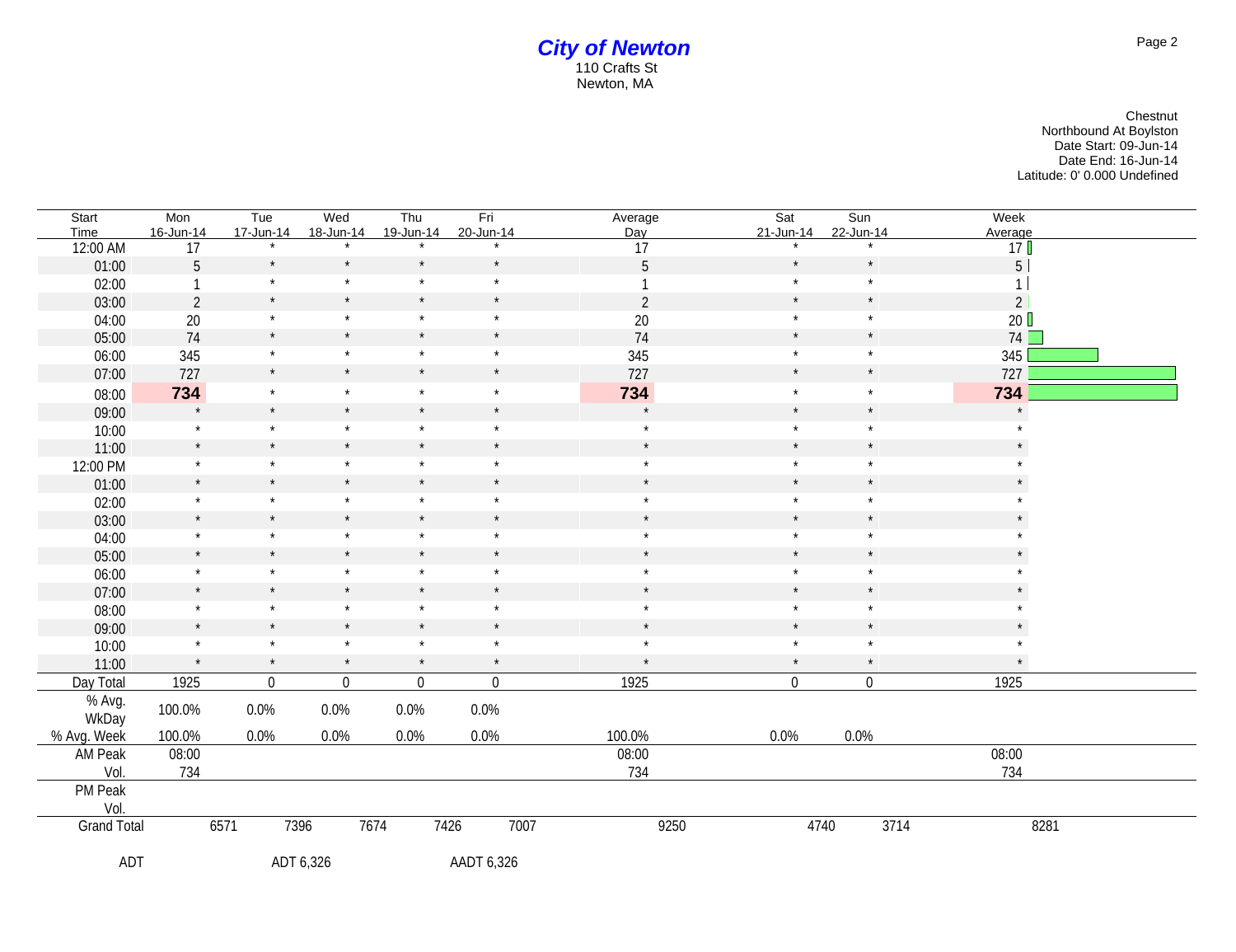# *City of Newton*

110 Crafts St
Newton, MA

Chestnut
Northbound At Boylston
Date Start: 09-Jun-14
Date End: 16-Jun-14
Latitude: 0' 0.000 Undefined

| Start Time | Mon 16-Jun-14 | Tue 17-Jun-14 | Wed 18-Jun-14 | Thu 19-Jun-14 | Fri 20-Jun-14 | Average Day | Sat 21-Jun-14 | Sun 22-Jun-14 | Week Average |
|---|---|---|---|---|---|---|---|---|---|
| 12:00 AM | 17 | * | * | * | * | 17 | * | * | 17 |
| 01:00 | 5 | * | * | * | * | 5 | * | * | 5 |
| 02:00 | 1 | * | * | * | * | 1 | * | * | 1 |
| 03:00 | 2 | * | * | * | * | 2 | * | * | 2 |
| 04:00 | 20 | * | * | * | * | 20 | * | * | 20 |
| 05:00 | 74 | * | * | * | * | 74 | * | * | 74 |
| 06:00 | 345 | * | * | * | * | 345 | * | * | 345 |
| 07:00 | 727 | * | * | * | * | 727 | * | * | 727 |
| 08:00 | **734** | * | * | * | * | **734** | * | * | **734** |
| 09:00 | * | * | * | * | * | * | * | * | * |
| 10:00 | * | * | * | * | * | * | * | * | * |
| 11:00 | * | * | * | * | * | * | * | * | * |
| 12:00 PM | * | * | * | * | * | * | * | * | * |
| 01:00 | * | * | * | * | * | * | * | * | * |
| 02:00 | * | * | * | * | * | * | * | * | * |
| 03:00 | * | * | * | * | * | * | * | * | * |
| 04:00 | * | * | * | * | * | * | * | * | * |
| 05:00 | * | * | * | * | * | * | * | * | * |
| 06:00 | * | * | * | * | * | * | * | * | * |
| 07:00 | * | * | * | * | * | * | * | * | * |
| 08:00 | * | * | * | * | * | * | * | * | * |
| 09:00 | * | * | * | * | * | * | * | * | * |
| 10:00 | * | * | * | * | * | * | * | * | * |
| 11:00 | * | * | * | * | * | * | * | * | * |
| Day Total | 1925 | 0 | 0 | 0 | 0 | 1925 | 0 | 0 | 1925 |
| % Avg. WkDay | 100.0% | 0.0% | 0.0% | 0.0% | 0.0% | | | | |
| % Avg. Week | 100.0% | 0.0% | 0.0% | 0.0% | 0.0% | 100.0% | 0.0% | 0.0% | |
| AM Peak | 08:00 | | | | | 08:00 | | | 08:00 |
| Vol. | 734 | | | | | 734 | | | 734 |
| PM Peak | | | | | | | | | |
| Vol. | | | | | | | | | |
| Grand Total | 6571 | 7396 | 7674 | 7426 | 7007 | 9250 | 4740 | 3714 | 8281 |

ADT    ADT 6,326    AADT 6,326